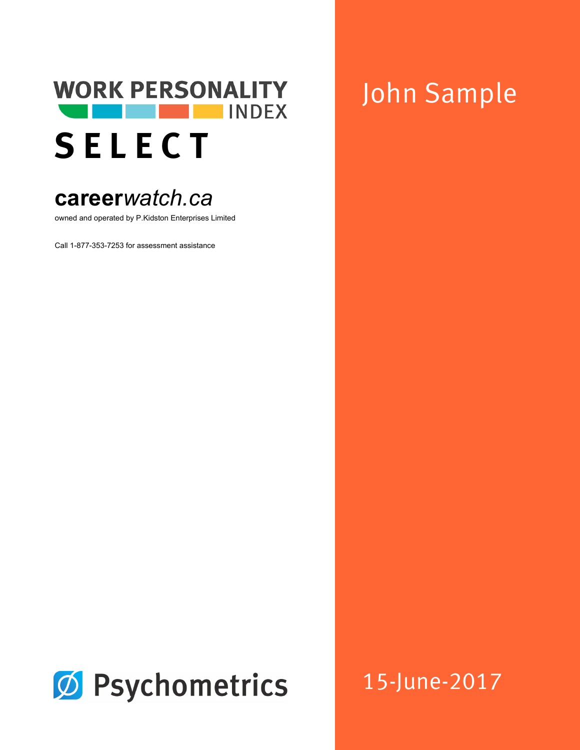# WORK PERSONALITY INDEX

# SELECT

**career***watch.ca*

owned and operated by P.Kidston Enterprises Limited

Call 1-877-353-7253 for assessment assistance

Psychometrics

John Sample

15-June-2017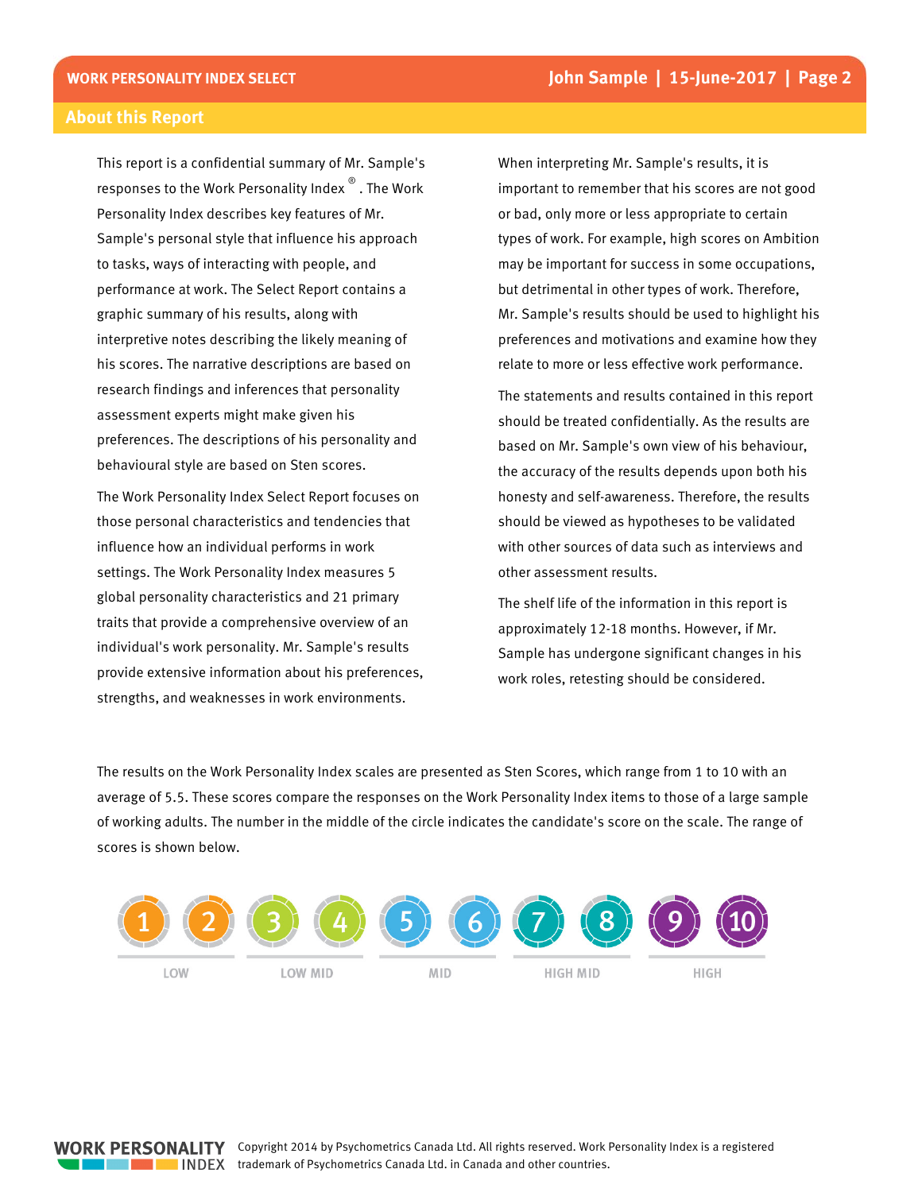## About this Report

This report is a confidential summary of Mr. Sample's responses to the Work Personality Index®. The Work Personality Index describes key features of Mr. Sample's personal style that influence his approach to tasks, ways of interacting with people, and performance at work. The Select Report contains a graphic summary of his results, along with interpretive notes describing the likely meaning of his scores. The narrative descriptions are based on research findings and inferences that personality assessment experts might make given his preferences. The descriptions of his personality and behavioural style are based on Sten scores.

The Work Personality Index Select Report focuses on those personal characteristics and tendencies that influence how an individual performs in work settings. The Work Personality Index measures 5 global personality characteristics and 21 primary traits that provide a comprehensive overview of an individual's work personality. Mr. Sample's results provide extensive information about his preferences, strengths, and weaknesses in work environments.

When interpreting Mr. Sample's results, it is important to remember that his scores are not good or bad, only more or less appropriate to certain types of work. For example, high scores on Ambition may be important for success in some occupations, but detrimental in other types of work. Therefore, Mr. Sample's results should be used to highlight his preferences and motivations and examine how they relate to more or less effective work performance.

The statements and results contained in this report should be treated confidentially. As the results are based on Mr. Sample's own view of his behaviour, the accuracy of the results depends upon both his honesty and self-awareness. Therefore, the results should be viewed as hypotheses to be validated with other sources of data such as interviews and other assessment results.

The shelf life of the information in this report is approximately 12-18 months. However, if Mr. Sample has undergone significant changes in his work roles, retesting should be considered.

The results on the Work Personality Index scales are presented as Sten Scores, which range from 1 to 10 with an average of 5.5. These scores compare the responses on the Work Personality Index items to those of a large sample of working adults. The number in the middle of the circle indicates the candidate's score on the scale. The range of scores is shown below.

| 1 | 2 | 3 | 4 | 5 | 6 | 7 | 8 | 9 | 10 |
|---|---|---|---|---|---|---|---|---|---|
| LOW | | LOW MID | | MID | | HIGH MID | | HIGH | |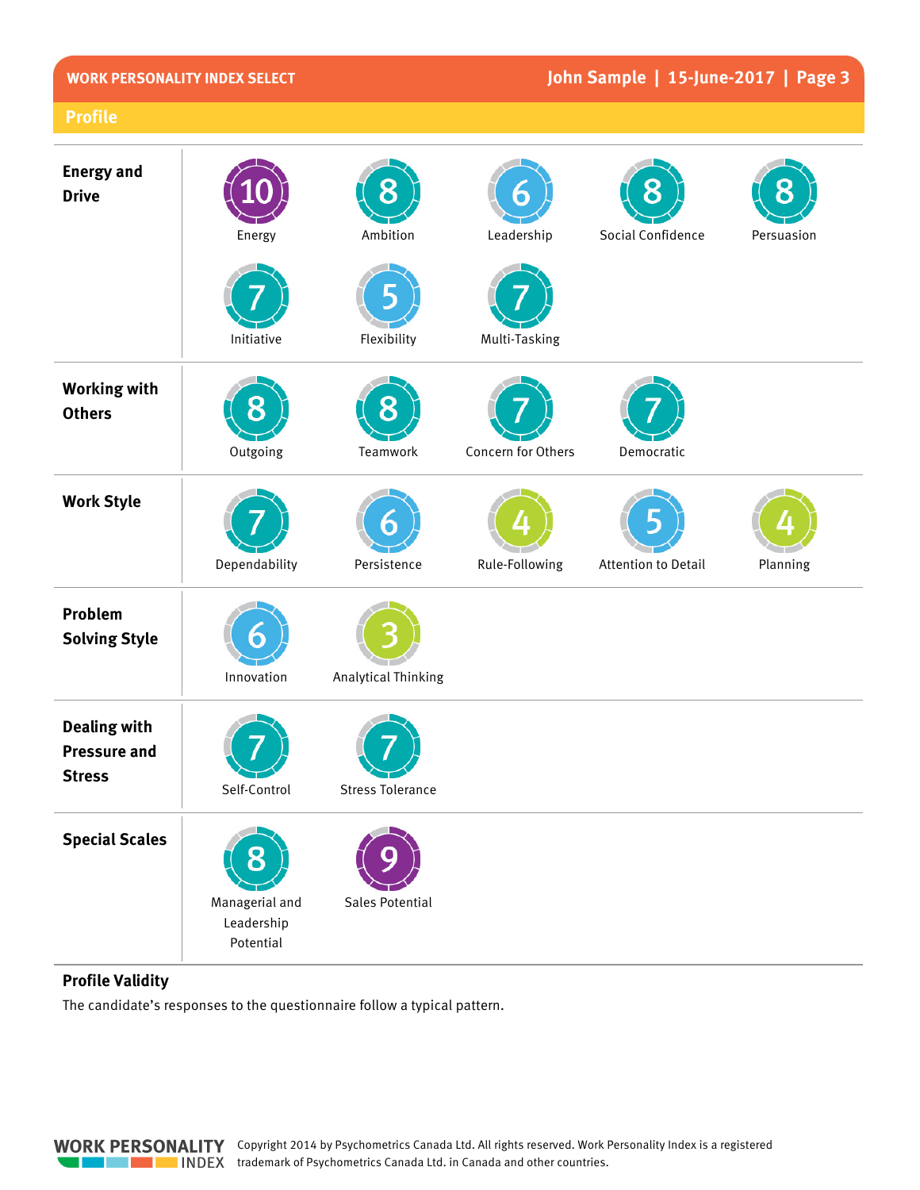## Profile

| Category | Scale | Score |
|---|---|---|
| Energy and Drive | Energy | 10 |
| | Ambition | 8 |
| | Leadership | 6 |
| | Social Confidence | 8 |
| | Persuasion | 8 |
| | Initiative | 7 |
| | Flexibility | 5 |
| | Multi-Tasking | 7 |
| Working with Others | Outgoing | 8 |
| | Teamwork | 8 |
| | Concern for Others | 7 |
| | Democratic | 7 |
| Work Style | Dependability | 7 |
| | Persistence | 6 |
| | Rule-Following | 4 |
| | Attention to Detail | 5 |
| | Planning | 4 |
| Problem Solving Style | Innovation | 6 |
| | Analytical Thinking | 3 |
| Dealing with Pressure and Stress | Self-Control | 7 |
| | Stress Tolerance | 7 |
| Special Scales | Managerial and Leadership Potential | 8 |
| | Sales Potential | 9 |

### Profile Validity

The candidate's responses to the questionnaire follow a typical pattern.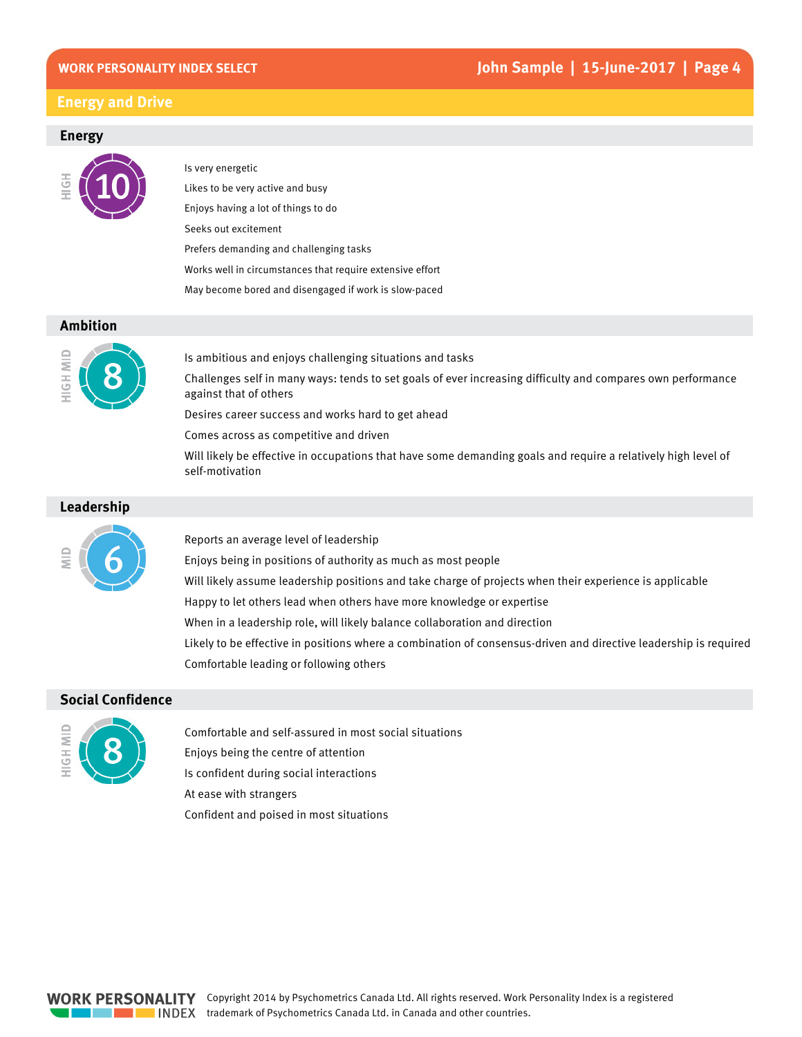## Energy and Drive

### Energy

HIGH **10**

- Is very energetic
- Likes to be very active and busy
- Enjoys having a lot of things to do
- Seeks out excitement
- Prefers demanding and challenging tasks
- Works well in circumstances that require extensive effort
- May become bored and disengaged if work is slow-paced

### Ambition

HIGH MID **8**

- Is ambitious and enjoys challenging situations and tasks
- Challenges self in many ways: tends to set goals of ever increasing difficulty and compares own performance against that of others
- Desires career success and works hard to get ahead
- Comes across as competitive and driven
- Will likely be effective in occupations that have some demanding goals and require a relatively high level of self-motivation

### Leadership

MID **6**

- Reports an average level of leadership
- Enjoys being in positions of authority as much as most people
- Will likely assume leadership positions and take charge of projects when their experience is applicable
- Happy to let others lead when others have more knowledge or expertise
- When in a leadership role, will likely balance collaboration and direction
- Likely to be effective in positions where a combination of consensus-driven and directive leadership is required
- Comfortable leading or following others

### Social Confidence

HIGH MID **8**

- Comfortable and self-assured in most social situations
- Enjoys being the centre of attention
- Is confident during social interactions
- At ease with strangers
- Confident and poised in most situations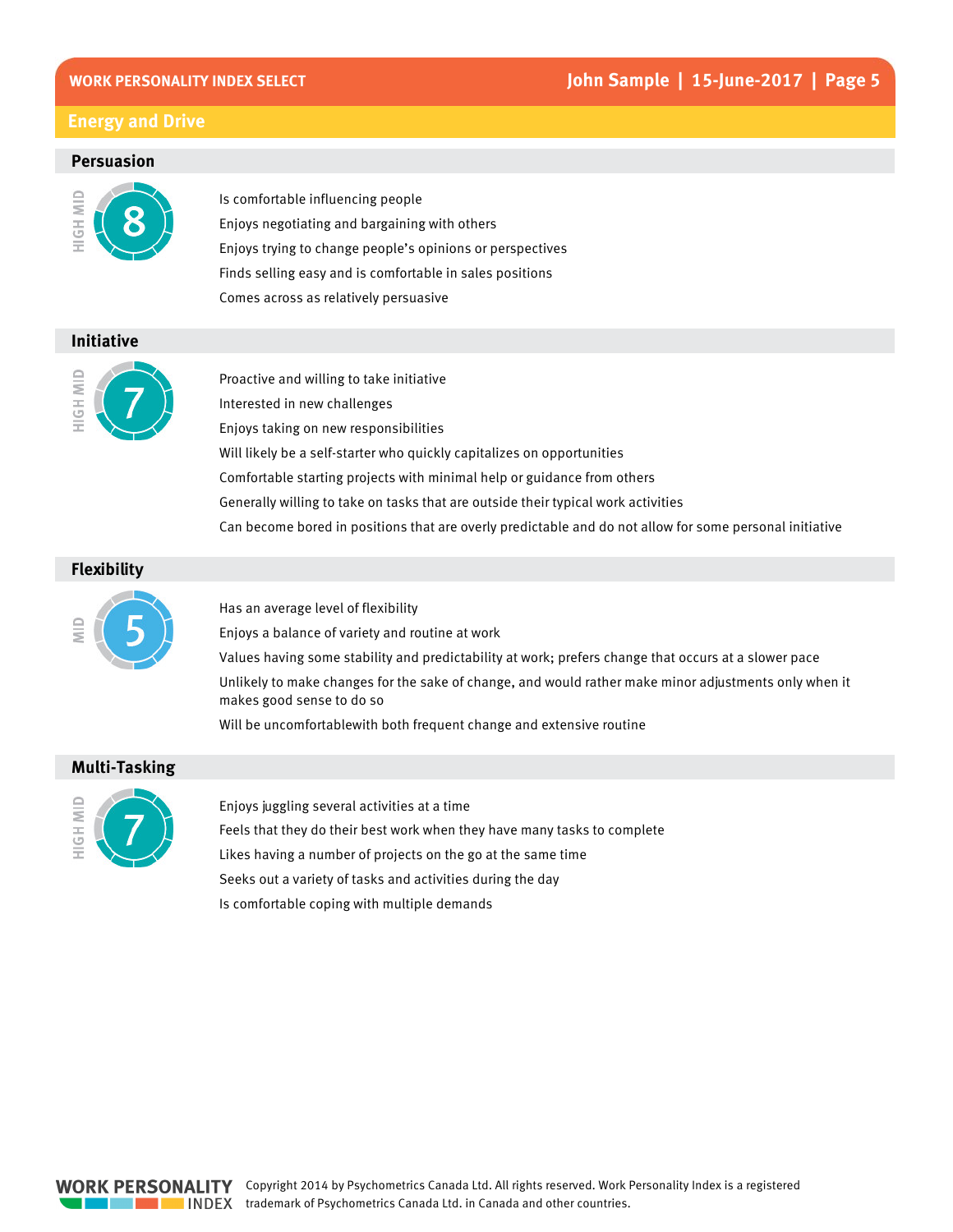## Energy and Drive

### Persuasion

HIGH MID **8**

- Is comfortable influencing people
- Enjoys negotiating and bargaining with others
- Enjoys trying to change people's opinions or perspectives
- Finds selling easy and is comfortable in sales positions
- Comes across as relatively persuasive

### Initiative

HIGH MID **7**

- Proactive and willing to take initiative
- Interested in new challenges
- Enjoys taking on new responsibilities
- Will likely be a self-starter who quickly capitalizes on opportunities
- Comfortable starting projects with minimal help or guidance from others
- Generally willing to take on tasks that are outside their typical work activities
- Can become bored in positions that are overly predictable and do not allow for some personal initiative

### Flexibility

MID **5**

- Has an average level of flexibility
- Enjoys a balance of variety and routine at work
- Values having some stability and predictability at work; prefers change that occurs at a slower pace
- Unlikely to make changes for the sake of change, and would rather make minor adjustments only when it makes good sense to do so
- Will be uncomfortablewith both frequent change and extensive routine

### Multi-Tasking

HIGH MID **7**

- Enjoys juggling several activities at a time
- Feels that they do their best work when they have many tasks to complete
- Likes having a number of projects on the go at the same time
- Seeks out a variety of tasks and activities during the day
- Is comfortable coping with multiple demands

WORK PERSONALITY INDEX

Copyright 2014 by Psychometrics Canada Ltd. All rights reserved. Work Personality Index is a registered trademark of Psychometrics Canada Ltd. in Canada and other countries.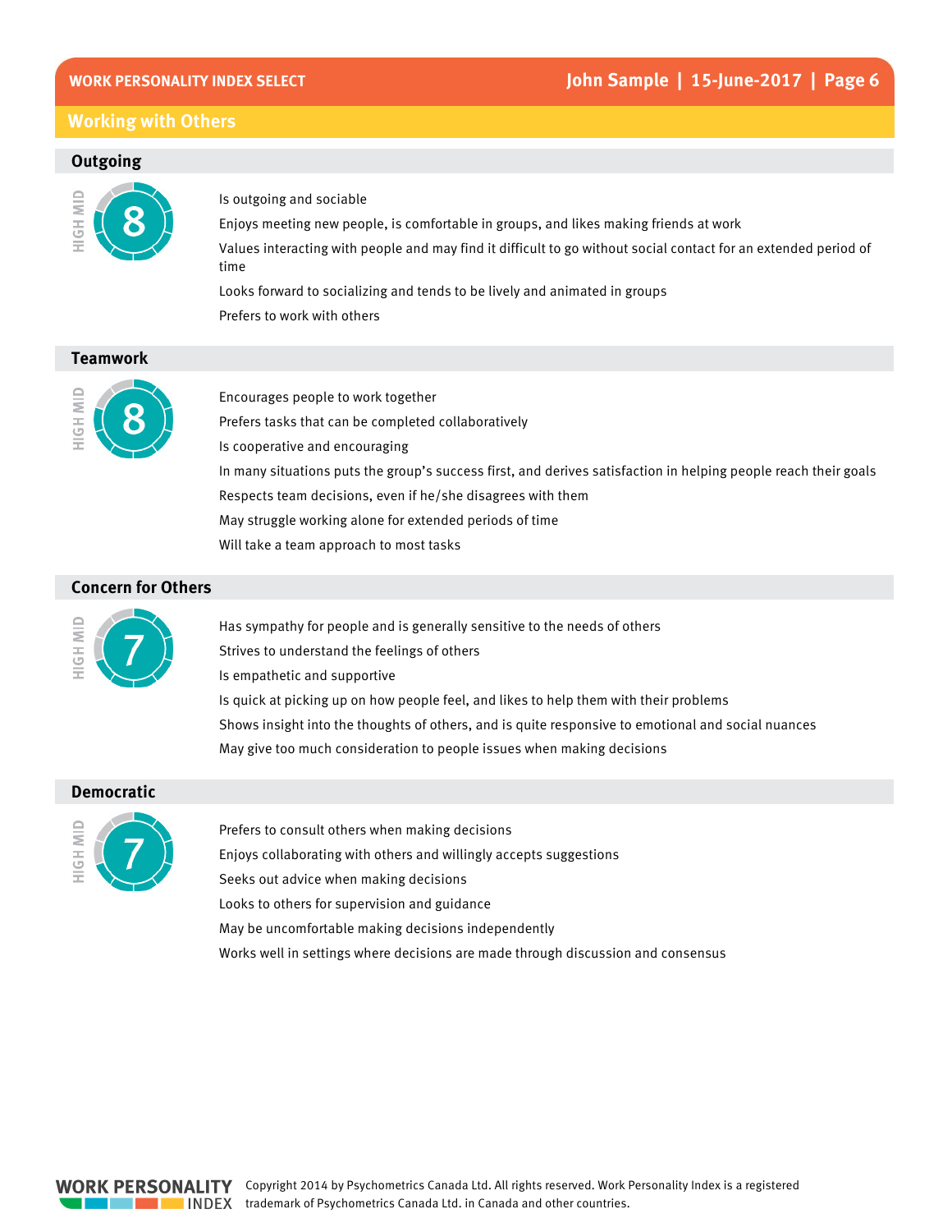## Working with Others

### Outgoing

HIGH MID **8**

- Is outgoing and sociable
- Enjoys meeting new people, is comfortable in groups, and likes making friends at work
- Values interacting with people and may find it difficult to go without social contact for an extended period of time
- Looks forward to socializing and tends to be lively and animated in groups
- Prefers to work with others

### Teamwork

HIGH MID **8**

- Encourages people to work together
- Prefers tasks that can be completed collaboratively
- Is cooperative and encouraging
- In many situations puts the group's success first, and derives satisfaction in helping people reach their goals
- Respects team decisions, even if he/she disagrees with them
- May struggle working alone for extended periods of time
- Will take a team approach to most tasks

### Concern for Others

HIGH MID **7**

- Has sympathy for people and is generally sensitive to the needs of others
- Strives to understand the feelings of others
- Is empathetic and supportive
- Is quick at picking up on how people feel, and likes to help them with their problems
- Shows insight into the thoughts of others, and is quite responsive to emotional and social nuances
- May give too much consideration to people issues when making decisions

### Democratic

HIGH MID **7**

- Prefers to consult others when making decisions
- Enjoys collaborating with others and willingly accepts suggestions
- Seeks out advice when making decisions
- Looks to others for supervision and guidance
- May be uncomfortable making decisions independently
- Works well in settings where decisions are made through discussion and consensus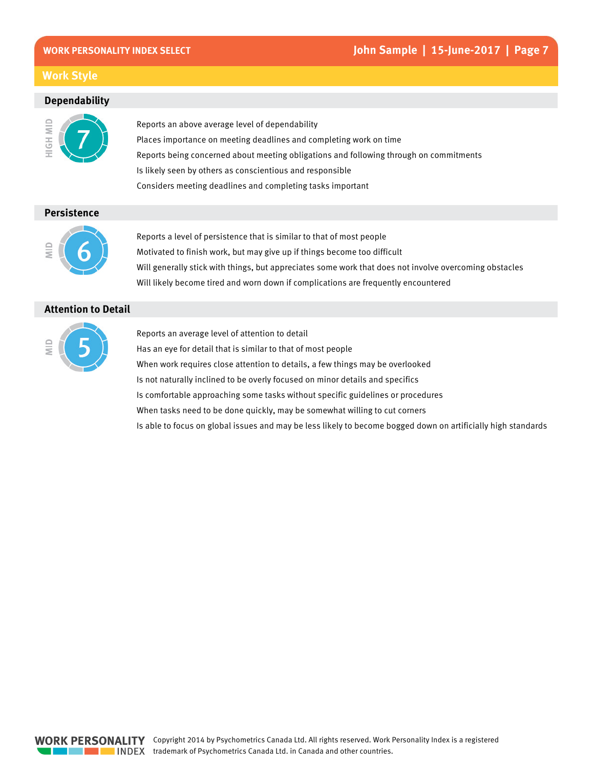## Work Style

### Dependability

HIGH MID **7**

- Reports an above average level of dependability
- Places importance on meeting deadlines and completing work on time
- Reports being concerned about meeting obligations and following through on commitments
- Is likely seen by others as conscientious and responsible
- Considers meeting deadlines and completing tasks important

### Persistence

MID **6**

- Reports a level of persistence that is similar to that of most people
- Motivated to finish work, but may give up if things become too difficult
- Will generally stick with things, but appreciates some work that does not involve overcoming obstacles
- Will likely become tired and worn down if complications are frequently encountered

### Attention to Detail

MID **5**

- Reports an average level of attention to detail
- Has an eye for detail that is similar to that of most people
- When work requires close attention to details, a few things may be overlooked
- Is not naturally inclined to be overly focused on minor details and specifics
- Is comfortable approaching some tasks without specific guidelines or procedures
- When tasks need to be done quickly, may be somewhat willing to cut corners
- Is able to focus on global issues and may be less likely to become bogged down on artificially high standards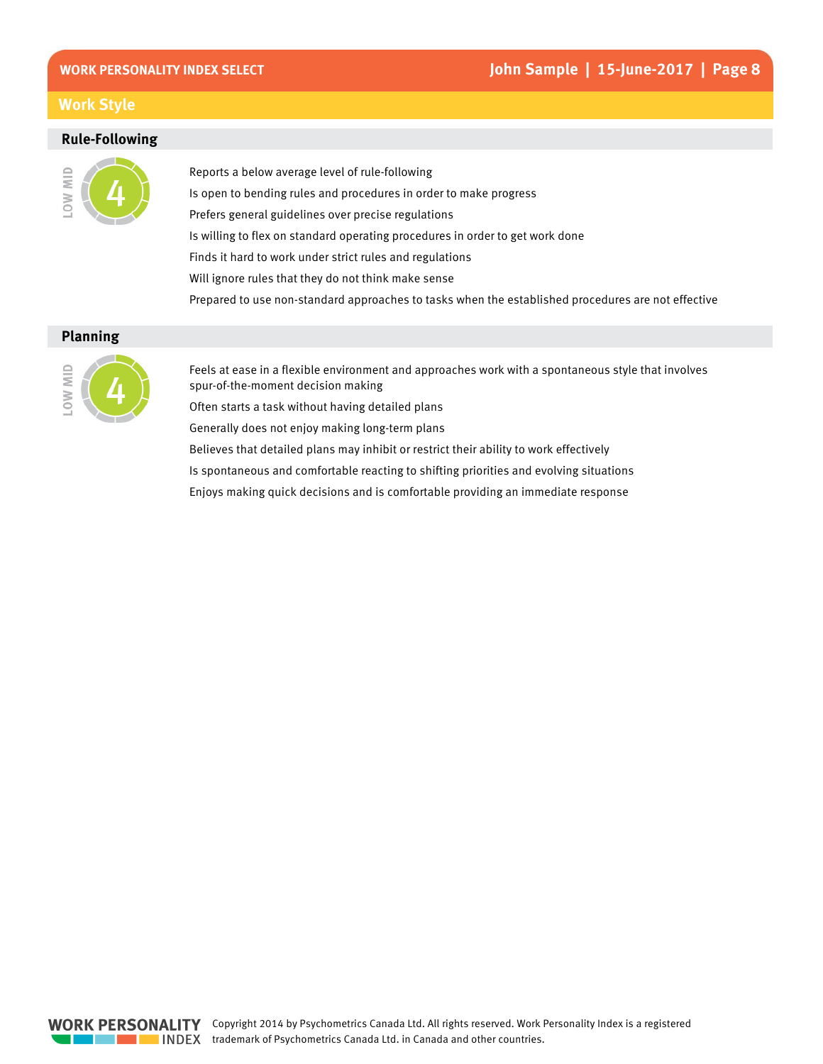## Work Style

### Rule-Following

LOW MID

4

- Reports a below average level of rule-following
- Is open to bending rules and procedures in order to make progress
- Prefers general guidelines over precise regulations
- Is willing to flex on standard operating procedures in order to get work done
- Finds it hard to work under strict rules and regulations
- Will ignore rules that they do not think make sense
- Prepared to use non-standard approaches to tasks when the established procedures are not effective

### Planning

LOW MID

4

- Feels at ease in a flexible environment and approaches work with a spontaneous style that involves spur-of-the-moment decision making
- Often starts a task without having detailed plans
- Generally does not enjoy making long-term plans
- Believes that detailed plans may inhibit or restrict their ability to work effectively
- Is spontaneous and comfortable reacting to shifting priorities and evolving situations
- Enjoys making quick decisions and is comfortable providing an immediate response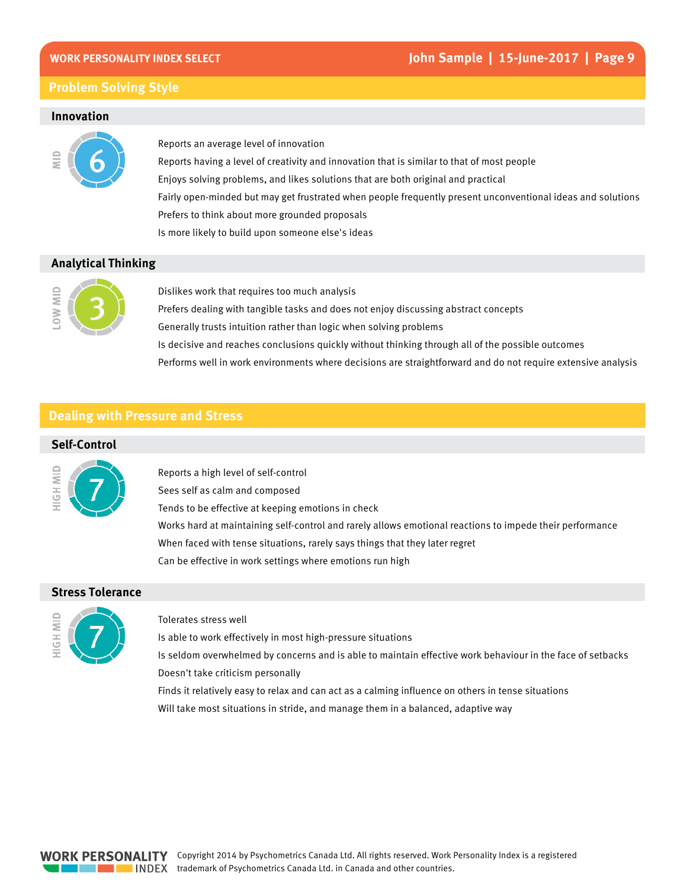## Problem Solving Style

### Innovation

MID 6

Reports an average level of innovation

Reports having a level of creativity and innovation that is similar to that of most people

Enjoys solving problems, and likes solutions that are both original and practical

Fairly open-minded but may get frustrated when people frequently present unconventional ideas and solutions

Prefers to think about more grounded proposals

Is more likely to build upon someone else's ideas

### Analytical Thinking

LOW MID 3

Dislikes work that requires too much analysis

Prefers dealing with tangible tasks and does not enjoy discussing abstract concepts

Generally trusts intuition rather than logic when solving problems

Is decisive and reaches conclusions quickly without thinking through all of the possible outcomes

Performs well in work environments where decisions are straightforward and do not require extensive analysis

## Dealing with Pressure and Stress

### Self-Control

HIGH MID 7

Reports a high level of self-control

Sees self as calm and composed

Tends to be effective at keeping emotions in check

Works hard at maintaining self-control and rarely allows emotional reactions to impede their performance

When faced with tense situations, rarely says things that they later regret

Can be effective in work settings where emotions run high

### Stress Tolerance

HIGH MID 7

Tolerates stress well

Is able to work effectively in most high-pressure situations

Is seldom overwhelmed by concerns and is able to maintain effective work behaviour in the face of setbacks

Doesn't take criticism personally

Finds it relatively easy to relax and can act as a calming influence on others in tense situations

Will take most situations in stride, and manage them in a balanced, adaptive way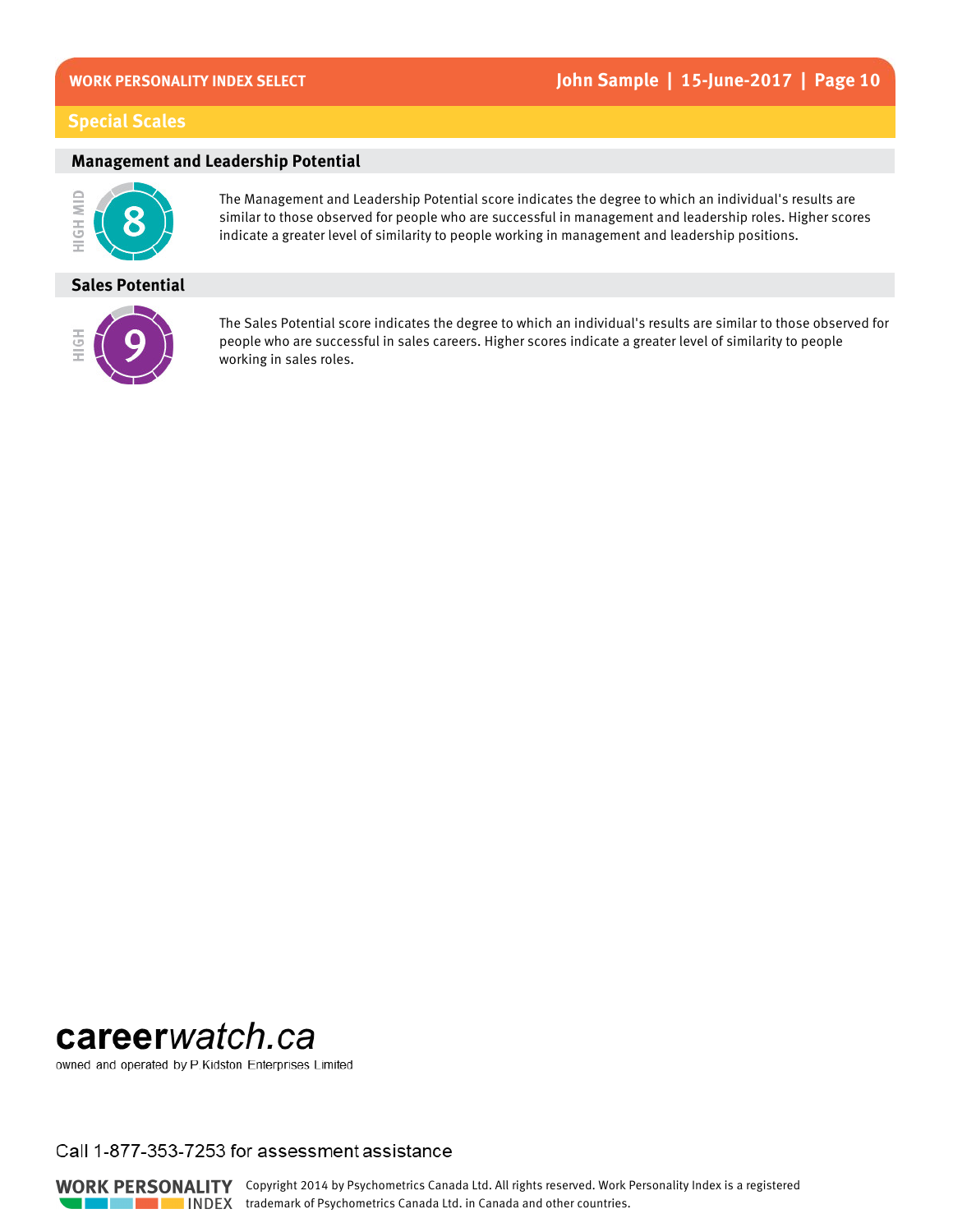## Special Scales

### Management and Leadership Potential

HIGH MID

8

The Management and Leadership Potential score indicates the degree to which an individual's results are similar to those observed for people who are successful in management and leadership roles. Higher scores indicate a greater level of similarity to people working in management and leadership positions.

### Sales Potential

HIGH

9

The Sales Potential score indicates the degree to which an individual's results are similar to those observed for people who are successful in sales careers. Higher scores indicate a greater level of similarity to people working in sales roles.

careerwatch.ca

owned and operated by P Kidston Enterprises Limited

Call 1-877-353-7253 for assessment assistance

WORK PERSONALITY INDEX

Copyright 2014 by Psychometrics Canada Ltd. All rights reserved. Work Personality Index is a registered trademark of Psychometrics Canada Ltd. in Canada and other countries.